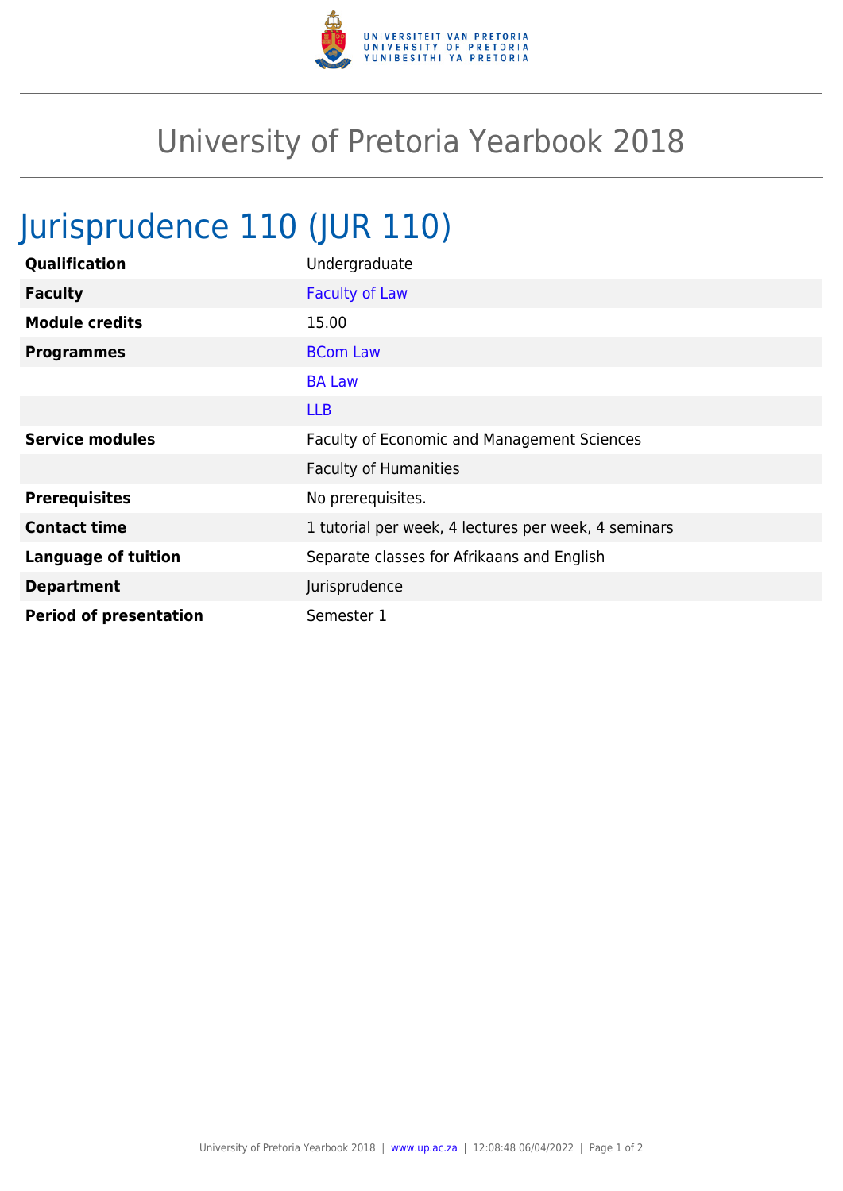# University of Pretoria Yearbook 2018

## Jurisprudence 110 (JUR 110)

| | |
|---|---|
| **Qualification** | Undergraduate |
| **Faculty** | Faculty of Law |
| **Module credits** | 15.00 |
| **Programmes** | BCom Law |
| | BA Law |
| | LLB |
| **Service modules** | Faculty of Economic and Management Sciences |
| | Faculty of Humanities |
| **Prerequisites** | No prerequisites. |
| **Contact time** | 1 tutorial per week, 4 lectures per week, 4 seminars |
| **Language of tuition** | Separate classes for Afrikaans and English |
| **Department** | Jurisprudence |
| **Period of presentation** | Semester 1 |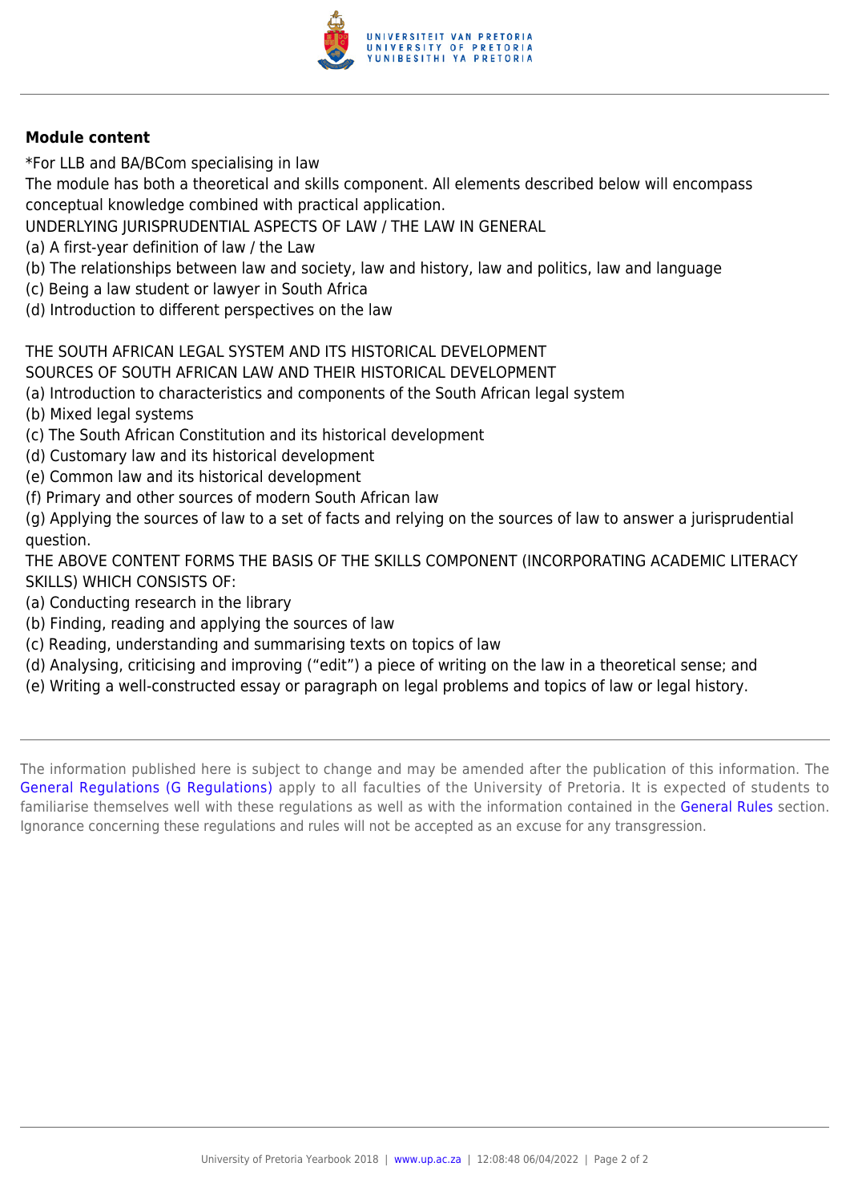**Module content**

*For LLB and BA/BCom specialising in law

The module has both a theoretical and skills component. All elements described below will encompass conceptual knowledge combined with practical application.

UNDERLYING JURISPRUDENTIAL ASPECTS OF LAW / THE LAW IN GENERAL

(a) A first-year definition of law / the Law
(b) The relationships between law and society, law and history, law and politics, law and language
(c) Being a law student or lawyer in South Africa
(d) Introduction to different perspectives on the law

THE SOUTH AFRICAN LEGAL SYSTEM AND ITS HISTORICAL DEVELOPMENT

SOURCES OF SOUTH AFRICAN LAW AND THEIR HISTORICAL DEVELOPMENT

(a) Introduction to characteristics and components of the South African legal system
(b) Mixed legal systems
(c) The South African Constitution and its historical development
(d) Customary law and its historical development
(e) Common law and its historical development
(f) Primary and other sources of modern South African law
(g) Applying the sources of law to a set of facts and relying on the sources of law to answer a jurisprudential question.

THE ABOVE CONTENT FORMS THE BASIS OF THE SKILLS COMPONENT (INCORPORATING ACADEMIC LITERACY SKILLS) WHICH CONSISTS OF:

(a) Conducting research in the library
(b) Finding, reading and applying the sources of law
(c) Reading, understanding and summarising texts on topics of law
(d) Analysing, criticising and improving ("edit") a piece of writing on the law in a theoretical sense; and
(e) Writing a well-constructed essay or paragraph on legal problems and topics of law or legal history.

The information published here is subject to change and may be amended after the publication of this information. The General Regulations (G Regulations) apply to all faculties of the University of Pretoria. It is expected of students to familiarise themselves well with these regulations as well as with the information contained in the General Rules section. Ignorance concerning these regulations and rules will not be accepted as an excuse for any transgression.